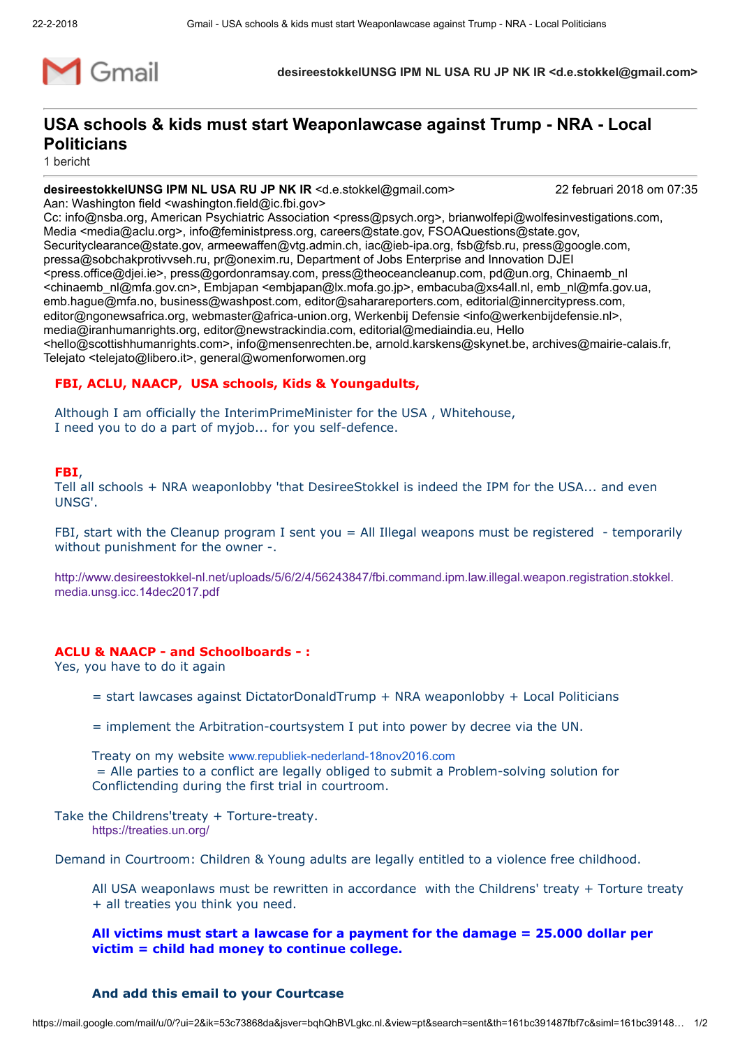Gmail

desireestokkelUNSG IPM NL USA RU JP NK IR <d.e.stokkel@gmail.com>

# USA schools & kids must start Weaponlawcase against Trump - NRA - Local Politicians

1 bericht

**desireestokkelUNSG IPM NL USA RU JP NK IR** <d.e.stokkel@gmail.com> 22 februari 2018 om 07:35

Aan: Washington field <washington.field@ic.fbi.gov>

Cc: info@nsba.org, American Psychiatric Association <press@psych.org>, brianwolfepi@wolfesinvestigations.com, Media <media@aclu.org>, info@feministpress.org, careers@state.gov, FSOAQuestions@state.gov, Securityclearance@state.gov, armeewaffen@vtg.admin.ch, iac@ieb-ipa.org, fsb@fsb.ru, press@google.com, pressa@sobchakprotivvseh.ru, pr@onexim.ru, Department of Jobs Enterprise and Innovation DJEI <press.office@djei.ie>, press@gordonramsay.com, press@theoceancleanup.com, pd@un.org, Chinaemb_nl <chinaemb_nl@mfa.gov.cn>, Embjapan <embjapan@lx.mofa.go.jp>, embacuba@xs4all.nl, emb_nl@mfa.gov.ua, emb.hague@mfa.no, business@washpost.com, editor@saharareporters.com, editorial@innercitypress.com, editor@ngonewsafrica.org, webmaster@africa-union.org, Werkenbij Defensie <info@werkenbijdefensie.nl>, media@iranhumanrights.org, editor@newstrackindia.com, editorial@mediaindia.eu, Hello <hello@scottishhumanrights.com>, info@mensenrechten.be, arnold.karskens@skynet.be, archives@mairie-calais.fr, Telejato <telejato@libero.it>, general@womenforwomen.org

**FBI, ACLU, NAACP, USA schools, Kids & Youngadults,**

Although I am officially the InterimPrimeMinister for the USA , Whitehouse,
I need you to do a part of myjob... for you self-defence.

**FBI**,
Tell all schools + NRA weaponlobby 'that DesireeStokkel is indeed the IPM for the USA... and even UNSG'.

FBI, start with the Cleanup program I sent you = All Illegal weapons must be registered - temporarily without punishment for the owner -.

http://www.desireestokkel-nl.net/uploads/5/6/2/4/56243847/fbi.command.ipm.law.illegal.weapon.registration.stokkel.media.unsg.icc.14dec2017.pdf

**ACLU & NAACP - and Schoolboards - :**
Yes, you have to do it again

= start lawcases against DictatorDonaldTrump + NRA weaponlobby + Local Politicians

= implement the Arbitration-courtsystem I put into power by decree via the UN.

Treaty on my website www.republiek-nederland-18nov2016.com
= Alle parties to a conflict are legally obliged to submit a Problem-solving solution for Conflictending during the first trial in courtroom.

Take the Childrens'treaty + Torture-treaty.
https://treaties.un.org/

Demand in Courtroom: Children & Young adults are legally entitled to a violence free childhood.

All USA weaponlaws must be rewritten in accordance with the Childrens' treaty + Torture treaty + all treaties you think you need.

**All victims must start a lawcase for a payment for the damage = 25.000 dollar per victim = child had money to continue college.**

**And add this email to your Courtcase**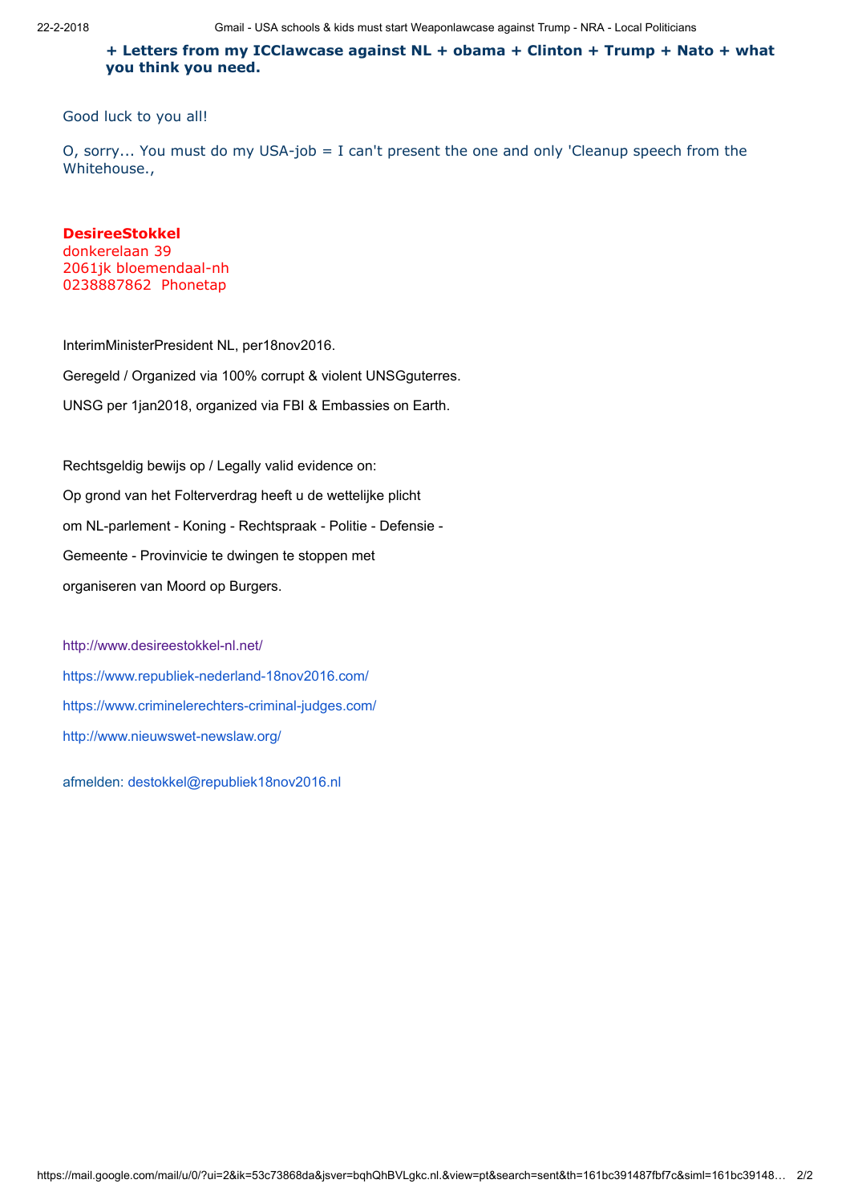**+ Letters from my ICClawcase against NL + obama + Clinton + Trump + Nato + what you think you need.**

Good luck to you all!

O, sorry... You must do my USA-job = I can't present the one and only 'Cleanup speech from the Whitehouse.,

**DesireeStokkel**
donkerelaan 39
2061jk bloemendaal-nh
0238887862 Phonetap

InterimMinisterPresident NL, per18nov2016.

Geregeld / Organized via 100% corrupt & violent UNSGguterres.

UNSG per 1jan2018, organized via FBI & Embassies on Earth.

Rechtsgeldig bewijs op / Legally valid evidence on:

Op grond van het Folterverdrag heeft u de wettelijke plicht

om NL-parlement - Koning - Rechtspraak - Politie - Defensie -

Gemeente - Provinvicie te dwingen te stoppen met

organiseren van Moord op Burgers.

http://www.desireestokkel-nl.net/

https://www.republiek-nederland-18nov2016.com/

https://www.criminelerechters-criminal-judges.com/

http://www.nieuwswet-newslaw.org/

afmelden: destokkel@republiek18nov2016.nl